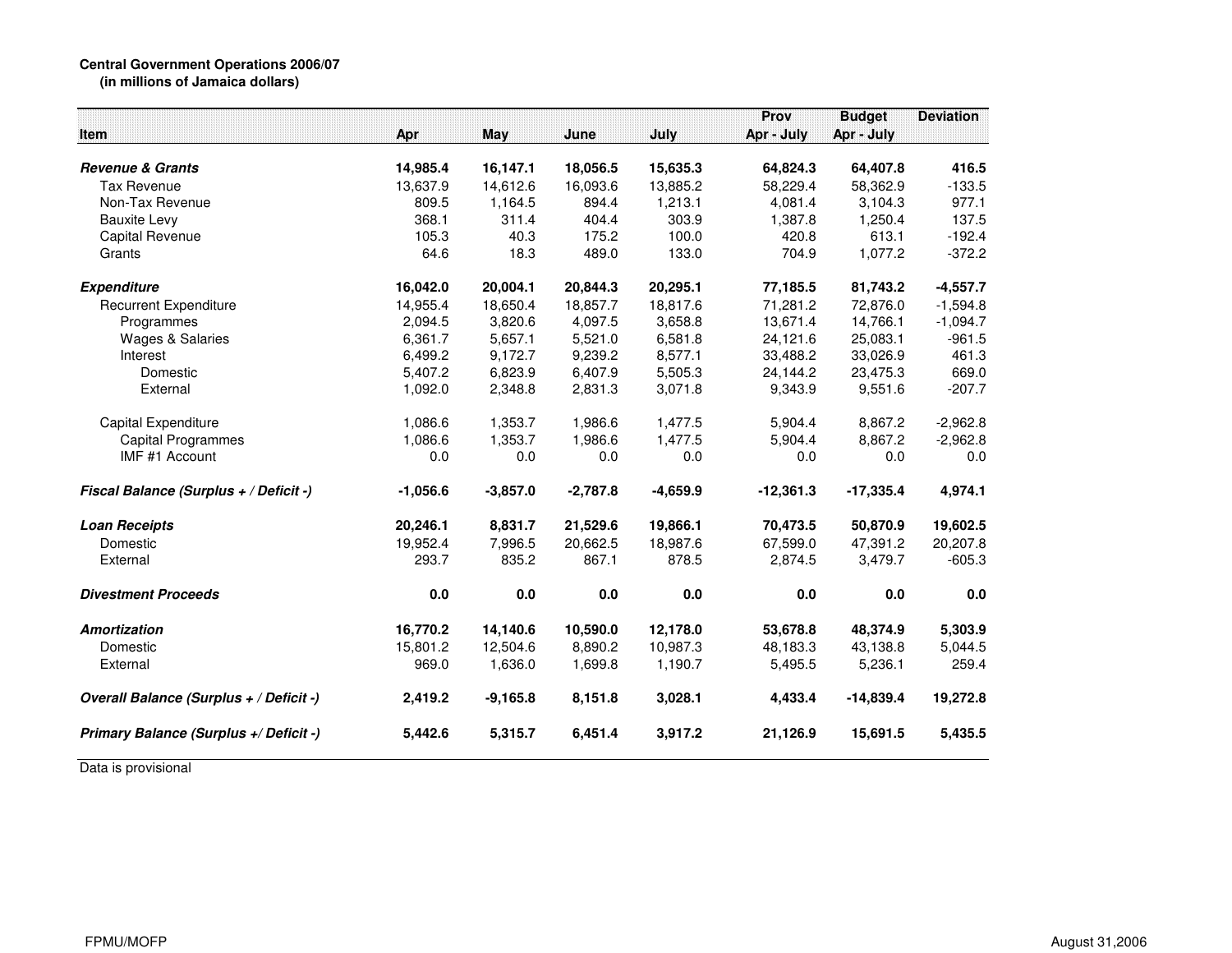**Central Government Operations 2006/07**
**(in millions of Jamaica dollars)**

| Item | Apr | May | June | July | Prov Apr - July | Budget Apr - July | Deviation |
|---|---|---|---|---|---|---|---|
| ***Revenue & Grants*** | **14,985.4** | **16,147.1** | **18,056.5** | **15,635.3** | **64,824.3** | **64,407.8** | **416.5** |
| Tax Revenue | 13,637.9 | 14,612.6 | 16,093.6 | 13,885.2 | 58,229.4 | 58,362.9 | -133.5 |
| Non-Tax Revenue | 809.5 | 1,164.5 | 894.4 | 1,213.1 | 4,081.4 | 3,104.3 | 977.1 |
| Bauxite Levy | 368.1 | 311.4 | 404.4 | 303.9 | 1,387.8 | 1,250.4 | 137.5 |
| Capital Revenue | 105.3 | 40.3 | 175.2 | 100.0 | 420.8 | 613.1 | -192.4 |
| Grants | 64.6 | 18.3 | 489.0 | 133.0 | 704.9 | 1,077.2 | -372.2 |
| ***Expenditure*** | **16,042.0** | **20,004.1** | **20,844.3** | **20,295.1** | **77,185.5** | **81,743.2** | **-4,557.7** |
| Recurrent Expenditure | 14,955.4 | 18,650.4 | 18,857.7 | 18,817.6 | 71,281.2 | 72,876.0 | -1,594.8 |
| Programmes | 2,094.5 | 3,820.6 | 4,097.5 | 3,658.8 | 13,671.4 | 14,766.1 | -1,094.7 |
| Wages & Salaries | 6,361.7 | 5,657.1 | 5,521.0 | 6,581.8 | 24,121.6 | 25,083.1 | -961.5 |
| Interest | 6,499.2 | 9,172.7 | 9,239.2 | 8,577.1 | 33,488.2 | 33,026.9 | 461.3 |
| Domestic | 5,407.2 | 6,823.9 | 6,407.9 | 5,505.3 | 24,144.2 | 23,475.3 | 669.0 |
| External | 1,092.0 | 2,348.8 | 2,831.3 | 3,071.8 | 9,343.9 | 9,551.6 | -207.7 |
| Capital Expenditure | 1,086.6 | 1,353.7 | 1,986.6 | 1,477.5 | 5,904.4 | 8,867.2 | -2,962.8 |
| Capital Programmes | 1,086.6 | 1,353.7 | 1,986.6 | 1,477.5 | 5,904.4 | 8,867.2 | -2,962.8 |
| IMF #1 Account | 0.0 | 0.0 | 0.0 | 0.0 | 0.0 | 0.0 | 0.0 |
| ***Fiscal Balance (Surplus + / Deficit -)*** | **-1,056.6** | **-3,857.0** | **-2,787.8** | **-4,659.9** | **-12,361.3** | **-17,335.4** | **4,974.1** |
| ***Loan Receipts*** | **20,246.1** | **8,831.7** | **21,529.6** | **19,866.1** | **70,473.5** | **50,870.9** | **19,602.5** |
| Domestic | 19,952.4 | 7,996.5 | 20,662.5 | 18,987.6 | 67,599.0 | 47,391.2 | 20,207.8 |
| External | 293.7 | 835.2 | 867.1 | 878.5 | 2,874.5 | 3,479.7 | -605.3 |
| ***Divestment Proceeds*** | **0.0** | **0.0** | **0.0** | **0.0** | **0.0** | **0.0** | **0.0** |
| ***Amortization*** | **16,770.2** | **14,140.6** | **10,590.0** | **12,178.0** | **53,678.8** | **48,374.9** | **5,303.9** |
| Domestic | 15,801.2 | 12,504.6 | 8,890.2 | 10,987.3 | 48,183.3 | 43,138.8 | 5,044.5 |
| External | 969.0 | 1,636.0 | 1,699.8 | 1,190.7 | 5,495.5 | 5,236.1 | 259.4 |
| ***Overall Balance (Surplus + / Deficit -)*** | **2,419.2** | **-9,165.8** | **8,151.8** | **3,028.1** | **4,433.4** | **-14,839.4** | **19,272.8** |
| ***Primary Balance (Surplus +/ Deficit -)*** | **5,442.6** | **5,315.7** | **6,451.4** | **3,917.2** | **21,126.9** | **15,691.5** | **5,435.5** |

Data is provisional

FPMU/MOFP

August 31,2006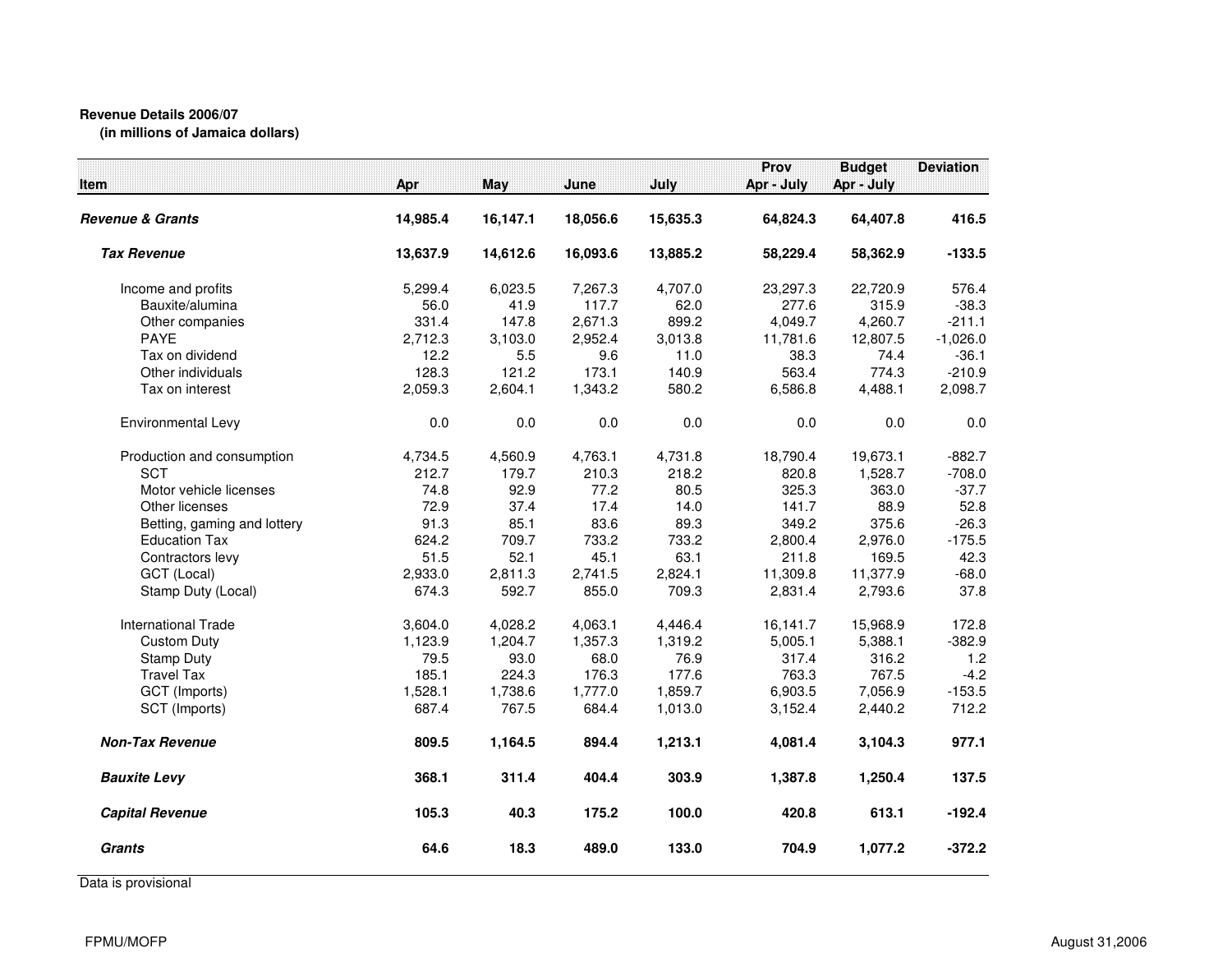**Revenue Details 2006/07**
**(in millions of Jamaica dollars)**

| Item | Apr | May | June | July | Prov Apr - July | Budget Apr - July | Deviation |
|---|---|---|---|---|---|---|---|
| ***Revenue & Grants*** | **14,985.4** | **16,147.1** | **18,056.6** | **15,635.3** | **64,824.3** | **64,407.8** | **416.5** |
| ***Tax Revenue*** | **13,637.9** | **14,612.6** | **16,093.6** | **13,885.2** | **58,229.4** | **58,362.9** | **-133.5** |
| Income and profits | 5,299.4 | 6,023.5 | 7,267.3 | 4,707.0 | 23,297.3 | 22,720.9 | 576.4 |
| Bauxite/alumina | 56.0 | 41.9 | 117.7 | 62.0 | 277.6 | 315.9 | -38.3 |
| Other companies | 331.4 | 147.8 | 2,671.3 | 899.2 | 4,049.7 | 4,260.7 | -211.1 |
| PAYE | 2,712.3 | 3,103.0 | 2,952.4 | 3,013.8 | 11,781.6 | 12,807.5 | -1,026.0 |
| Tax on dividend | 12.2 | 5.5 | 9.6 | 11.0 | 38.3 | 74.4 | -36.1 |
| Other individuals | 128.3 | 121.2 | 173.1 | 140.9 | 563.4 | 774.3 | -210.9 |
| Tax on interest | 2,059.3 | 2,604.1 | 1,343.2 | 580.2 | 6,586.8 | 4,488.1 | 2,098.7 |
| Environmental Levy | 0.0 | 0.0 | 0.0 | 0.0 | 0.0 | 0.0 | 0.0 |
| Production and consumption | 4,734.5 | 4,560.9 | 4,763.1 | 4,731.8 | 18,790.4 | 19,673.1 | -882.7 |
| SCT | 212.7 | 179.7 | 210.3 | 218.2 | 820.8 | 1,528.7 | -708.0 |
| Motor vehicle licenses | 74.8 | 92.9 | 77.2 | 80.5 | 325.3 | 363.0 | -37.7 |
| Other licenses | 72.9 | 37.4 | 17.4 | 14.0 | 141.7 | 88.9 | 52.8 |
| Betting, gaming and lottery | 91.3 | 85.1 | 83.6 | 89.3 | 349.2 | 375.6 | -26.3 |
| Education Tax | 624.2 | 709.7 | 733.2 | 733.2 | 2,800.4 | 2,976.0 | -175.5 |
| Contractors levy | 51.5 | 52.1 | 45.1 | 63.1 | 211.8 | 169.5 | 42.3 |
| GCT (Local) | 2,933.0 | 2,811.3 | 2,741.5 | 2,824.1 | 11,309.8 | 11,377.9 | -68.0 |
| Stamp Duty (Local) | 674.3 | 592.7 | 855.0 | 709.3 | 2,831.4 | 2,793.6 | 37.8 |
| International Trade | 3,604.0 | 4,028.2 | 4,063.1 | 4,446.4 | 16,141.7 | 15,968.9 | 172.8 |
| Custom Duty | 1,123.9 | 1,204.7 | 1,357.3 | 1,319.2 | 5,005.1 | 5,388.1 | -382.9 |
| Stamp Duty | 79.5 | 93.0 | 68.0 | 76.9 | 317.4 | 316.2 | 1.2 |
| Travel Tax | 185.1 | 224.3 | 176.3 | 177.6 | 763.3 | 767.5 | -4.2 |
| GCT (Imports) | 1,528.1 | 1,738.6 | 1,777.0 | 1,859.7 | 6,903.5 | 7,056.9 | -153.5 |
| SCT (Imports) | 687.4 | 767.5 | 684.4 | 1,013.0 | 3,152.4 | 2,440.2 | 712.2 |
| ***Non-Tax Revenue*** | **809.5** | **1,164.5** | **894.4** | **1,213.1** | **4,081.4** | **3,104.3** | **977.1** |
| ***Bauxite Levy*** | **368.1** | **311.4** | **404.4** | **303.9** | **1,387.8** | **1,250.4** | **137.5** |
| ***Capital Revenue*** | **105.3** | **40.3** | **175.2** | **100.0** | **420.8** | **613.1** | **-192.4** |
| ***Grants*** | **64.6** | **18.3** | **489.0** | **133.0** | **704.9** | **1,077.2** | **-372.2** |

Data is provisional

FPMU/MOFP

August 31,2006